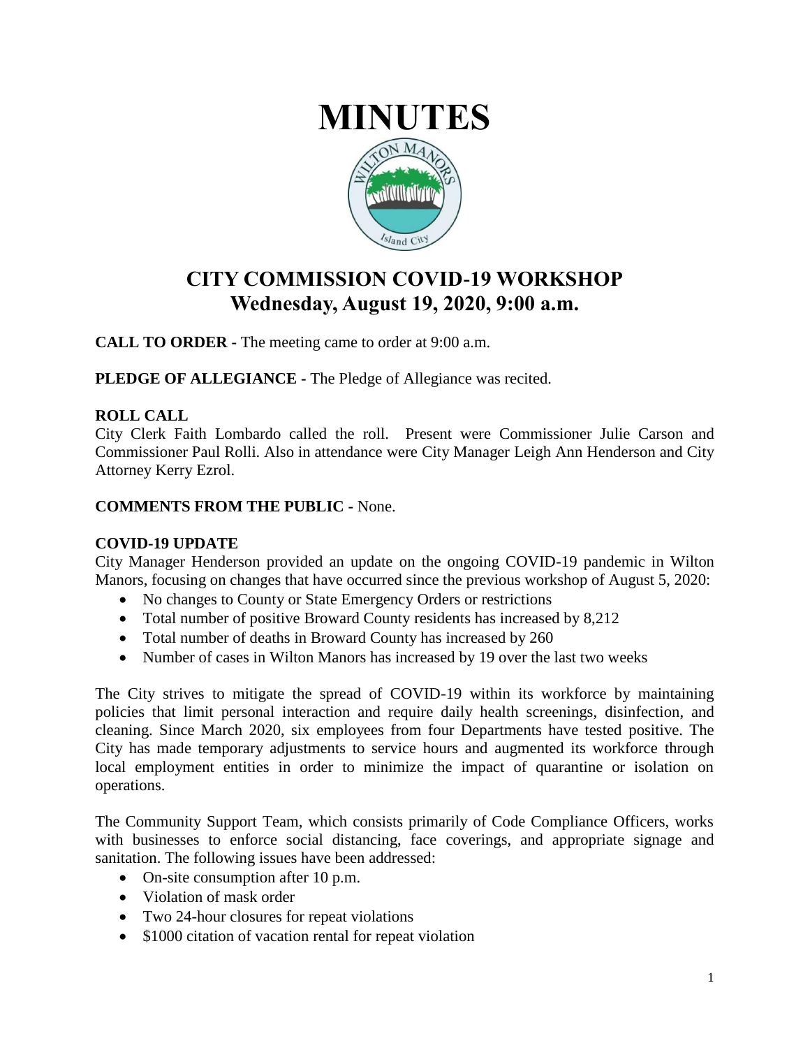# MINUTES

## CITY COMMISSION COVID-19 WORKSHOP
## Wednesday, August 19, 2020, 9:00 a.m.

**CALL TO ORDER -** The meeting came to order at 9:00 a.m.

**PLEDGE OF ALLEGIANCE -** The Pledge of Allegiance was recited.

**ROLL CALL**
City Clerk Faith Lombardo called the roll. Present were Commissioner Julie Carson and Commissioner Paul Rolli. Also in attendance were City Manager Leigh Ann Henderson and City Attorney Kerry Ezrol.

**COMMENTS FROM THE PUBLIC -** None.

**COVID-19 UPDATE**
City Manager Henderson provided an update on the ongoing COVID-19 pandemic in Wilton Manors, focusing on changes that have occurred since the previous workshop of August 5, 2020:

- No changes to County or State Emergency Orders or restrictions
- Total number of positive Broward County residents has increased by 8,212
- Total number of deaths in Broward County has increased by 260
- Number of cases in Wilton Manors has increased by 19 over the last two weeks

The City strives to mitigate the spread of COVID-19 within its workforce by maintaining policies that limit personal interaction and require daily health screenings, disinfection, and cleaning. Since March 2020, six employees from four Departments have tested positive. The City has made temporary adjustments to service hours and augmented its workforce through local employment entities in order to minimize the impact of quarantine or isolation on operations.

The Community Support Team, which consists primarily of Code Compliance Officers, works with businesses to enforce social distancing, face coverings, and appropriate signage and sanitation. The following issues have been addressed:

- On-site consumption after 10 p.m.
- Violation of mask order
- Two 24-hour closures for repeat violations
- $1000 citation of vacation rental for repeat violation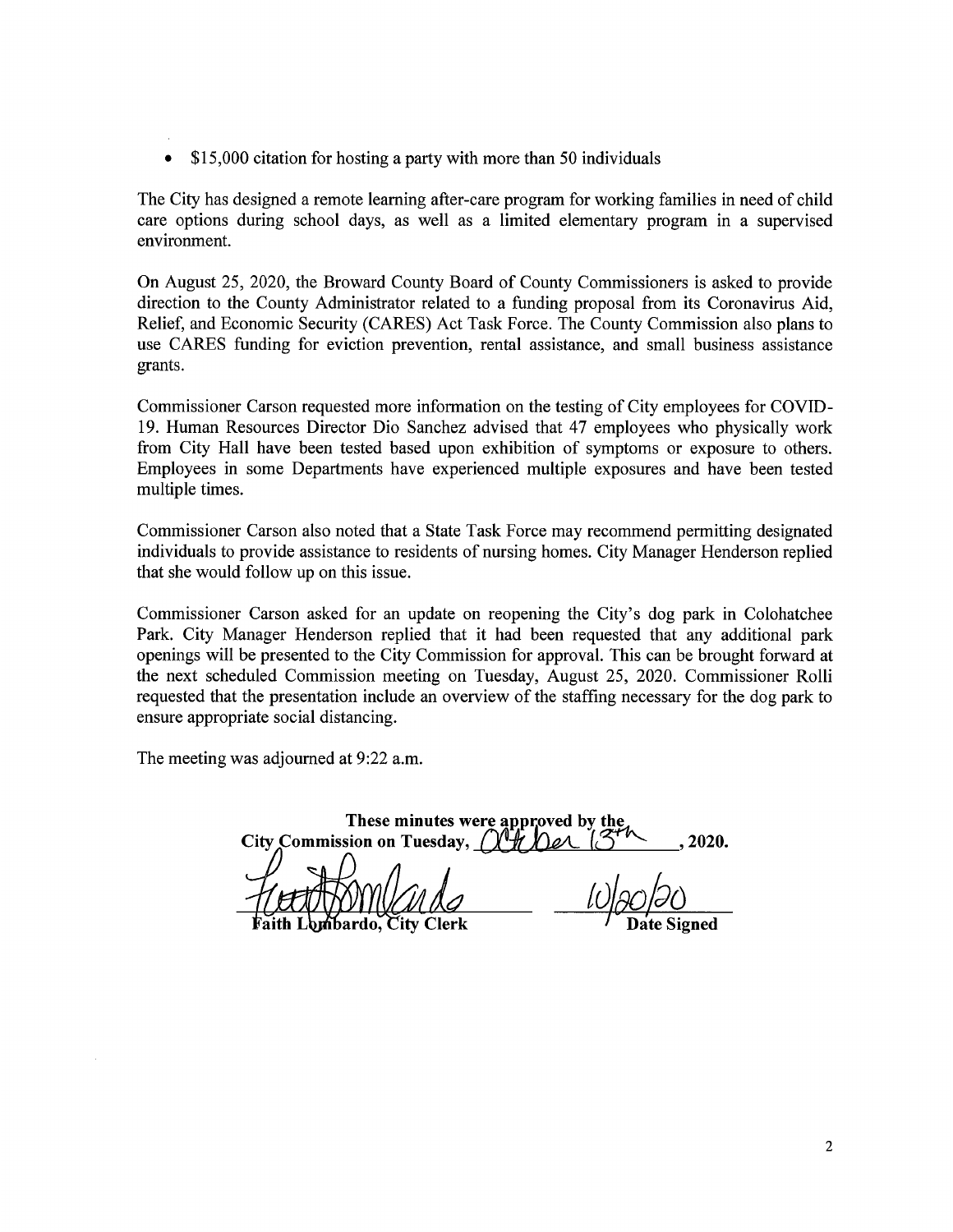- $15,000 citation for hosting a party with more than 50 individuals

The City has designed a remote learning after-care program for working families in need of child care options during school days, as well as a limited elementary program in a supervised environment.

On August 25, 2020, the Broward County Board of County Commissioners is asked to provide direction to the County Administrator related to a funding proposal from its Coronavirus Aid, Relief, and Economic Security (CARES) Act Task Force. The County Commission also plans to use CARES funding for eviction prevention, rental assistance, and small business assistance grants.

Commissioner Carson requested more information on the testing of City employees for COVID-19. Human Resources Director Dio Sanchez advised that 47 employees who physically work from City Hall have been tested based upon exhibition of symptoms or exposure to others. Employees in some Departments have experienced multiple exposures and have been tested multiple times.

Commissioner Carson also noted that a State Task Force may recommend permitting designated individuals to provide assistance to residents of nursing homes. City Manager Henderson replied that she would follow up on this issue.

Commissioner Carson asked for an update on reopening the City's dog park in Colohatchee Park. City Manager Henderson replied that it had been requested that any additional park openings will be presented to the City Commission for approval. This can be brought forward at the next scheduled Commission meeting on Tuesday, August 25, 2020. Commissioner Rolli requested that the presentation include an overview of the staffing necessary for the dog park to ensure appropriate social distancing.

The meeting was adjourned at 9:22 a.m.

**These minutes were approved by the City Commission on Tuesday, October 13th, 2020.**

Faith Lombardo, City Clerk

10/20/20
Date Signed